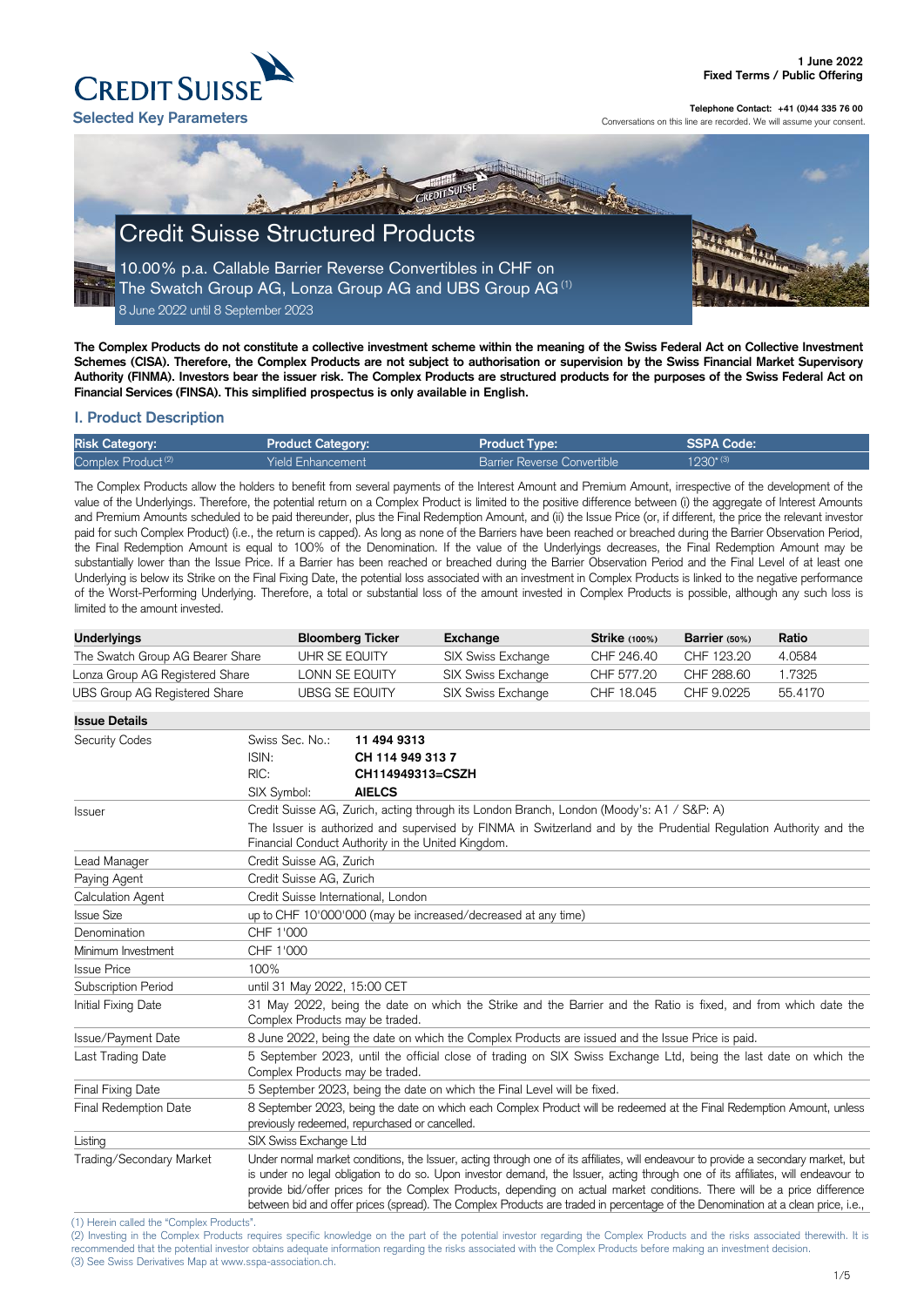**1 June 2022**
**Fixed Terms / Public Offering**

CREDIT SUISSE

**Selected Key Parameters**

**Telephone Contact: +41 (0)44 335 76 00**
Conversations on this line are recorded. We will assume your consent.

# Credit Suisse Structured Products

## 10.00% p.a. Callable Barrier Reverse Convertibles in CHF on The Swatch Group AG, Lonza Group AG and UBS Group AG [1]

8 June 2022 until 8 September 2023

**The Complex Products do not constitute a collective investment scheme within the meaning of the Swiss Federal Act on Collective Investment Schemes (CISA). Therefore, the Complex Products are not subject to authorisation or supervision by the Swiss Financial Market Supervisory Authority (FINMA). Investors bear the issuer risk. The Complex Products are structured products for the purposes of the Swiss Federal Act on Financial Services (FINSA). This simplified prospectus is only available in English.**

## I. Product Description

| Risk Category: | Product Category: | Product Type: | SSPA Code: |
|---|---|---|---|
| Complex Product [2] | Yield Enhancement | Barrier Reverse Convertible | 1230* [3] |

The Complex Products allow the holders to benefit from several payments of the Interest Amount and Premium Amount, irrespective of the development of the value of the Underlyings. Therefore, the potential return on a Complex Product is limited to the positive difference between (i) the aggregate of Interest Amounts and Premium Amounts scheduled to be paid thereunder, plus the Final Redemption Amount, and (ii) the Issue Price (or, if different, the price the relevant investor paid for such Complex Product) (i.e., the return is capped). As long as none of the Barriers have been reached or breached during the Barrier Observation Period, the Final Redemption Amount is equal to 100% of the Denomination. If the value of the Underlyings decreases, the Final Redemption Amount may be substantially lower than the Issue Price. If a Barrier has been reached or breached during the Barrier Observation Period and the Final Level of at least one Underlying is below its Strike on the Final Fixing Date, the potential loss associated with an investment in Complex Products is linked to the negative performance of the Worst-Performing Underlying. Therefore, a total or substantial loss of the amount invested in Complex Products is possible, although any such loss is limited to the amount invested.

| Underlyings | Bloomberg Ticker | Exchange | Strike (100%) | Barrier (50%) | Ratio |
|---|---|---|---|---|---|
| The Swatch Group AG Bearer Share | UHR SE EQUITY | SIX Swiss Exchange | CHF 246.40 | CHF 123.20 | 4.0584 |
| Lonza Group AG Registered Share | LONN SE EQUITY | SIX Swiss Exchange | CHF 577.20 | CHF 288.60 | 1.7325 |
| UBS Group AG Registered Share | UBSG SE EQUITY | SIX Swiss Exchange | CHF 18.045 | CHF 9.0225 | 55.4170 |

| **Issue Details** | | |
|---|---|---|
| Security Codes | Swiss Sec. No.: | **11 494 9313** |
| | ISIN: | **CH 114 949 313 7** |
| | RIC: | **CH114949313=CSZH** |
| | SIX Symbol: | **AIELCS** |
| Issuer | Credit Suisse AG, Zurich, acting through its London Branch, London (Moody's: A1 / S&P: A)<br>The Issuer is authorized and supervised by FINMA in Switzerland and by the Prudential Regulation Authority and the Financial Conduct Authority in the United Kingdom. | |
| Lead Manager | Credit Suisse AG, Zurich | |
| Paying Agent | Credit Suisse AG, Zurich | |
| Calculation Agent | Credit Suisse International, London | |
| Issue Size | up to CHF 10'000'000 (may be increased/decreased at any time) | |
| Denomination | CHF 1'000 | |
| Minimum Investment | CHF 1'000 | |
| Issue Price | 100% | |
| Subscription Period | until 31 May 2022, 15:00 CET | |
| Initial Fixing Date | 31 May 2022, being the date on which the Strike and the Barrier and the Ratio is fixed, and from which date the Complex Products may be traded. | |
| Issue/Payment Date | 8 June 2022, being the date on which the Complex Products are issued and the Issue Price is paid. | |
| Last Trading Date | 5 September 2023, until the official close of trading on SIX Swiss Exchange Ltd, being the last date on which the Complex Products may be traded. | |
| Final Fixing Date | 5 September 2023, being the date on which the Final Level will be fixed. | |
| Final Redemption Date | 8 September 2023, being the date on which each Complex Product will be redeemed at the Final Redemption Amount, unless previously redeemed, repurchased or cancelled. | |
| Listing | SIX Swiss Exchange Ltd | |
| Trading/Secondary Market | Under normal market conditions, the Issuer, acting through one of its affiliates, will endeavour to provide a secondary market, but is under no legal obligation to do so. Upon investor demand, the Issuer, acting through one of its affiliates, will endeavour to provide bid/offer prices for the Complex Products, depending on actual market conditions. There will be a price difference between bid and offer prices (spread). The Complex Products are traded in percentage of the Denomination at a clean price, i.e., | |

(1) Herein called the "Complex Products".
(2) Investing in the Complex Products requires specific knowledge on the part of the potential investor regarding the Complex Products and the risks associated therewith. It is recommended that the potential investor obtains adequate information regarding the risks associated with the Complex Products before making an investment decision.
(3) See Swiss Derivatives Map at www.sspa-association.ch.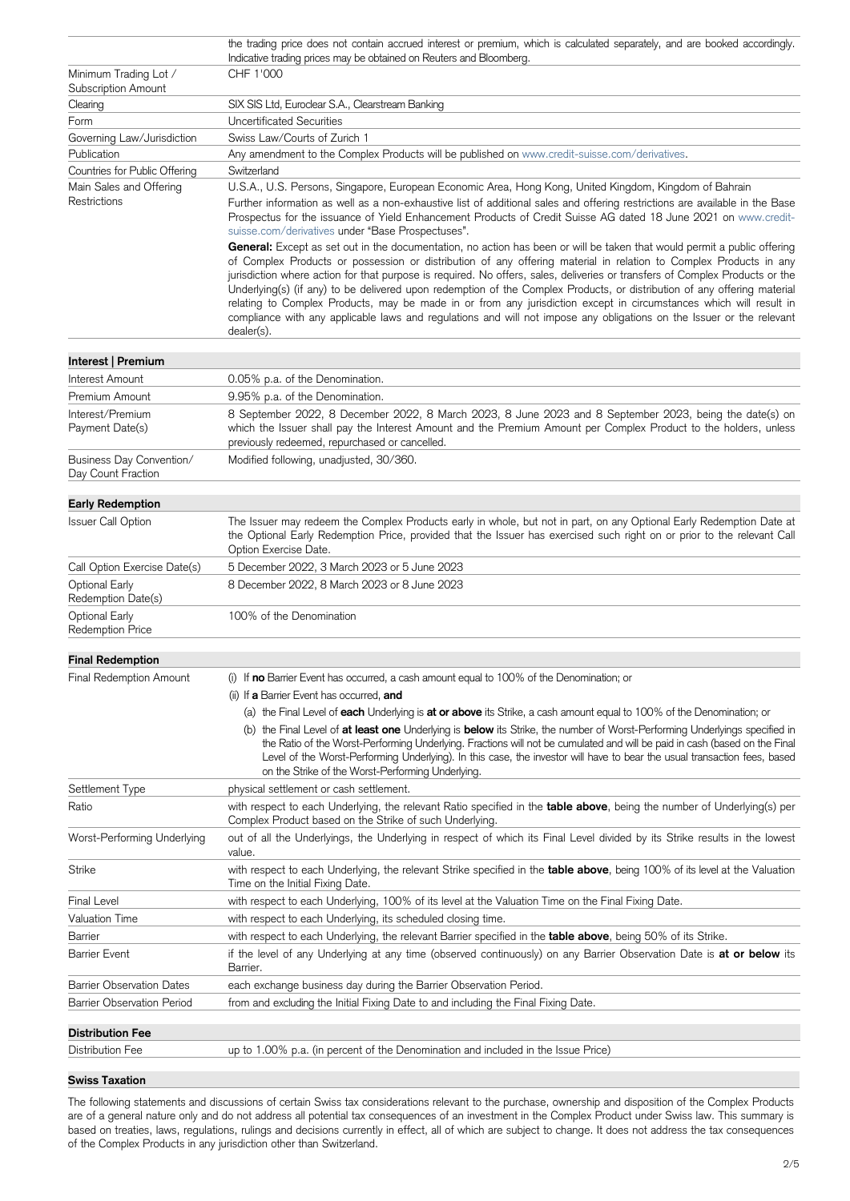| | |
|---|---|
| | the trading price does not contain accrued interest or premium, which is calculated separately, and are booked accordingly. Indicative trading prices may be obtained on Reuters and Bloomberg. |
| Minimum Trading Lot / Subscription Amount | CHF 1'000 |
| Clearing | SIX SIS Ltd, Euroclear S.A., Clearstream Banking |
| Form | Uncertificated Securities |
| Governing Law/Jurisdiction | Swiss Law/Courts of Zurich 1 |
| Publication | Any amendment to the Complex Products will be published on www.credit-suisse.com/derivatives. |
| Countries for Public Offering | Switzerland |
| Main Sales and Offering Restrictions | U.S.A., U.S. Persons, Singapore, European Economic Area, Hong Kong, United Kingdom, Kingdom of Bahrain<br>Further information as well as a non-exhaustive list of additional sales and offering restrictions are available in the Base Prospectus for the issuance of Yield Enhancement Products of Credit Suisse AG dated 18 June 2021 on www.credit-suisse.com/derivatives under "Base Prospectuses".<br>**General:** Except as set out in the documentation, no action has been or will be taken that would permit a public offering of Complex Products or possession or distribution of any offering material in relation to Complex Products in any jurisdiction where action for that purpose is required. No offers, sales, deliveries or transfers of Complex Products or the Underlying(s) (if any) to be delivered upon redemption of the Complex Products, or distribution of any offering material relating to Complex Products, may be made in or from any jurisdiction except in circumstances which will result in compliance with any applicable laws and regulations and will not impose any obligations on the Issuer or the relevant dealer(s). |

## Interest | Premium

| | |
|---|---|
| Interest Amount | 0.05% p.a. of the Denomination. |
| Premium Amount | 9.95% p.a. of the Denomination. |
| Interest/Premium Payment Date(s) | 8 September 2022, 8 December 2022, 8 March 2023, 8 June 2023 and 8 September 2023, being the date(s) on which the Issuer shall pay the Interest Amount and the Premium Amount per Complex Product to the holders, unless previously redeemed, repurchased or cancelled. |
| Business Day Convention/ Day Count Fraction | Modified following, unadjusted, 30/360. |

## Early Redemption

| | |
|---|---|
| Issuer Call Option | The Issuer may redeem the Complex Products early in whole, but not in part, on any Optional Early Redemption Date at the Optional Early Redemption Price, provided that the Issuer has exercised such right on or prior to the relevant Call Option Exercise Date. |
| Call Option Exercise Date(s) | 5 December 2022, 3 March 2023 or 5 June 2023 |
| Optional Early Redemption Date(s) | 8 December 2022, 8 March 2023 or 8 June 2023 |
| Optional Early Redemption Price | 100% of the Denomination |

## Final Redemption

| | |
|---|---|
| Final Redemption Amount | (i) If **no** Barrier Event has occurred, a cash amount equal to 100% of the Denomination; or<br>(ii) If **a** Barrier Event has occurred, **and**<br>(a) the Final Level of **each** Underlying is **at or above** its Strike, a cash amount equal to 100% of the Denomination; or<br>(b) the Final Level of **at least one** Underlying is **below** its Strike, the number of Worst-Performing Underlyings specified in the Ratio of the Worst-Performing Underlying. Fractions will not be cumulated and will be paid in cash (based on the Final Level of the Worst-Performing Underlying). In this case, the investor will have to bear the usual transaction fees, based on the Strike of the Worst-Performing Underlying. |
| Settlement Type | physical settlement or cash settlement. |
| Ratio | with respect to each Underlying, the relevant Ratio specified in the **table above**, being the number of Underlying(s) per Complex Product based on the Strike of such Underlying. |
| Worst-Performing Underlying | out of all the Underlyings, the Underlying in respect of which its Final Level divided by its Strike results in the lowest value. |
| Strike | with respect to each Underlying, the relevant Strike specified in the **table above**, being 100% of its level at the Valuation Time on the Initial Fixing Date. |
| Final Level | with respect to each Underlying, 100% of its level at the Valuation Time on the Final Fixing Date. |
| Valuation Time | with respect to each Underlying, its scheduled closing time. |
| Barrier | with respect to each Underlying, the relevant Barrier specified in the **table above**, being 50% of its Strike. |
| Barrier Event | if the level of any Underlying at any time (observed continuously) on any Barrier Observation Date is **at or below** its Barrier. |
| Barrier Observation Dates | each exchange business day during the Barrier Observation Period. |
| Barrier Observation Period | from and excluding the Initial Fixing Date to and including the Final Fixing Date. |

## Distribution Fee

| | |
|---|---|
| Distribution Fee | up to 1.00% p.a. (in percent of the Denomination and included in the Issue Price) |

## Swiss Taxation

The following statements and discussions of certain Swiss tax considerations relevant to the purchase, ownership and disposition of the Complex Products are of a general nature only and do not address all potential tax consequences of an investment in the Complex Product under Swiss law. This summary is based on treaties, laws, regulations, rulings and decisions currently in effect, all of which are subject to change. It does not address the tax consequences of the Complex Products in any jurisdiction other than Switzerland.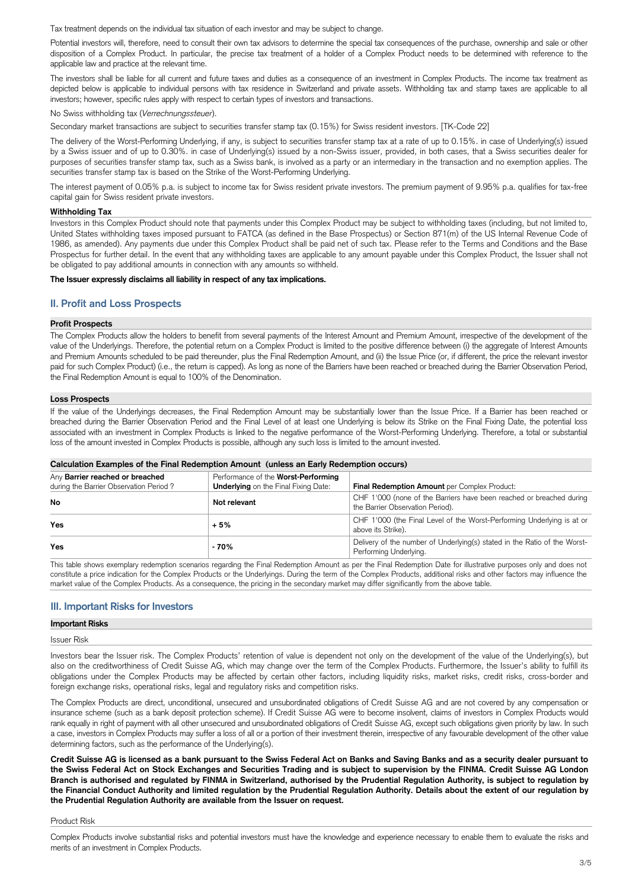Tax treatment depends on the individual tax situation of each investor and may be subject to change.

Potential investors will, therefore, need to consult their own tax advisors to determine the special tax consequences of the purchase, ownership and sale or other disposition of a Complex Product. In particular, the precise tax treatment of a holder of a Complex Product needs to be determined with reference to the applicable law and practice at the relevant time.

The investors shall be liable for all current and future taxes and duties as a consequence of an investment in Complex Products. The income tax treatment as depicted below is applicable to individual persons with tax residence in Switzerland and private assets. Withholding tax and stamp taxes are applicable to all investors; however, specific rules apply with respect to certain types of investors and transactions.

No Swiss withholding tax (*Verrechnungssteuer*).

Secondary market transactions are subject to securities transfer stamp tax (0.15%) for Swiss resident investors. [TK-Code 22]

The delivery of the Worst-Performing Underlying, if any, is subject to securities transfer stamp tax at a rate of up to 0.15%. in case of Underlying(s) issued by a Swiss issuer and of up to 0.30%. in case of Underlying(s) issued by a non-Swiss issuer, provided, in both cases, that a Swiss securities dealer for purposes of securities transfer stamp tax, such as a Swiss bank, is involved as a party or an intermediary in the transaction and no exemption applies. The securities transfer stamp tax is based on the Strike of the Worst-Performing Underlying.

The interest payment of 0.05% p.a. is subject to income tax for Swiss resident private investors. The premium payment of 9.95% p.a. qualifies for tax-free capital gain for Swiss resident private investors.

### Withholding Tax

Investors in this Complex Product should note that payments under this Complex Product may be subject to withholding taxes (including, but not limited to, United States withholding taxes imposed pursuant to FATCA (as defined in the Base Prospectus) or Section 871(m) of the US Internal Revenue Code of 1986, as amended). Any payments due under this Complex Product shall be paid net of such tax. Please refer to the Terms and Conditions and the Base Prospectus for further detail. In the event that any withholding taxes are applicable to any amount payable under this Complex Product, the Issuer shall not be obligated to pay additional amounts in connection with any amounts so withheld.

**The Issuer expressly disclaims all liability in respect of any tax implications.**

## II. Profit and Loss Prospects

### Profit Prospects

The Complex Products allow the holders to benefit from several payments of the Interest Amount and Premium Amount, irrespective of the development of the value of the Underlyings. Therefore, the potential return on a Complex Product is limited to the positive difference between (i) the aggregate of Interest Amounts and Premium Amounts scheduled to be paid thereunder, plus the Final Redemption Amount, and (ii) the Issue Price (or, if different, the price the relevant investor paid for such Complex Product) (i.e., the return is capped). As long as none of the Barriers have been reached or breached during the Barrier Observation Period, the Final Redemption Amount is equal to 100% of the Denomination.

### Loss Prospects

If the value of the Underlyings decreases, the Final Redemption Amount may be substantially lower than the Issue Price. If a Barrier has been reached or breached during the Barrier Observation Period and the Final Level of at least one Underlying is below its Strike on the Final Fixing Date, the potential loss associated with an investment in Complex Products is linked to the negative performance of the Worst-Performing Underlying. Therefore, a total or substantial loss of the amount invested in Complex Products is possible, although any such loss is limited to the amount invested.

### Calculation Examples of the Final Redemption Amount (unless an Early Redemption occurs)

| Any **Barrier reached or breached** during the Barrier Observation Period? | Performance of the **Worst-Performing Underlying** on the Final Fixing Date: | **Final Redemption Amount** per Complex Product: |
|---|---|---|
| **No** | **Not relevant** | CHF 1'000 (none of the Barriers have been reached or breached during the Barrier Observation Period). |
| **Yes** | **+ 5%** | CHF 1'000 (the Final Level of the Worst-Performing Underlying is at or above its Strike). |
| **Yes** | **- 70%** | Delivery of the number of Underlying(s) stated in the Ratio of the Worst-Performing Underlying. |

This table shows exemplary redemption scenarios regarding the Final Redemption Amount as per the Final Redemption Date for illustrative purposes only and does not constitute a price indication for the Complex Products or the Underlyings. During the term of the Complex Products, additional risks and other factors may influence the market value of the Complex Products. As a consequence, the pricing in the secondary market may differ significantly from the above table.

## III. Important Risks for Investors

### Important Risks

#### Issuer Risk

Investors bear the Issuer risk. The Complex Products' retention of value is dependent not only on the development of the value of the Underlying(s), but also on the creditworthiness of Credit Suisse AG, which may change over the term of the Complex Products. Furthermore, the Issuer's ability to fulfill its obligations under the Complex Products may be affected by certain other factors, including liquidity risks, market risks, credit risks, cross-border and foreign exchange risks, operational risks, legal and regulatory risks and competition risks.

The Complex Products are direct, unconditional, unsecured and unsubordinated obligations of Credit Suisse AG and are not covered by any compensation or insurance scheme (such as a bank deposit protection scheme). If Credit Suisse AG were to become insolvent, claims of investors in Complex Products would rank equally in right of payment with all other unsecured and unsubordinated obligations of Credit Suisse AG, except such obligations given priority by law. In such a case, investors in Complex Products may suffer a loss of all or a portion of their investment therein, irrespective of any favourable development of the other value determining factors, such as the performance of the Underlying(s).

**Credit Suisse AG is licensed as a bank pursuant to the Swiss Federal Act on Banks and Saving Banks and as a security dealer pursuant to the Swiss Federal Act on Stock Exchanges and Securities Trading and is subject to supervision by the FINMA. Credit Suisse AG London Branch is authorised and regulated by FINMA in Switzerland, authorised by the Prudential Regulation Authority, is subject to regulation by the Financial Conduct Authority and limited regulation by the Prudential Regulation Authority. Details about the extent of our regulation by the Prudential Regulation Authority are available from the Issuer on request.**

#### Product Risk

Complex Products involve substantial risks and potential investors must have the knowledge and experience necessary to enable them to evaluate the risks and merits of an investment in Complex Products.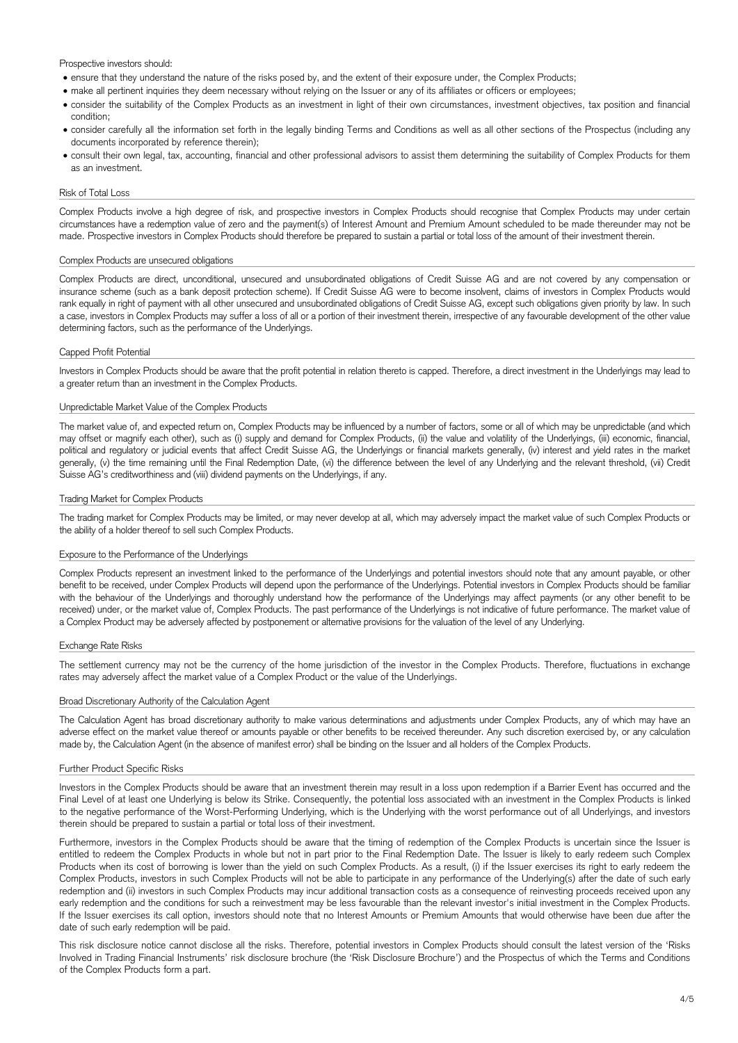Prospective investors should:

- ensure that they understand the nature of the risks posed by, and the extent of their exposure under, the Complex Products;
- make all pertinent inquiries they deem necessary without relying on the Issuer or any of its affiliates or officers or employees;
- consider the suitability of the Complex Products as an investment in light of their own circumstances, investment objectives, tax position and financial condition;
- consider carefully all the information set forth in the legally binding Terms and Conditions as well as all other sections of the Prospectus (including any documents incorporated by reference therein);
- consult their own legal, tax, accounting, financial and other professional advisors to assist them determining the suitability of Complex Products for them as an investment.

### Risk of Total Loss

Complex Products involve a high degree of risk, and prospective investors in Complex Products should recognise that Complex Products may under certain circumstances have a redemption value of zero and the payment(s) of Interest Amount and Premium Amount scheduled to be made thereunder may not be made. Prospective investors in Complex Products should therefore be prepared to sustain a partial or total loss of the amount of their investment therein.

### Complex Products are unsecured obligations

Complex Products are direct, unconditional, unsecured and unsubordinated obligations of Credit Suisse AG and are not covered by any compensation or insurance scheme (such as a bank deposit protection scheme). If Credit Suisse AG were to become insolvent, claims of investors in Complex Products would rank equally in right of payment with all other unsecured and unsubordinated obligations of Credit Suisse AG, except such obligations given priority by law. In such a case, investors in Complex Products may suffer a loss of all or a portion of their investment therein, irrespective of any favourable development of the other value determining factors, such as the performance of the Underlyings.

### Capped Profit Potential

Investors in Complex Products should be aware that the profit potential in relation thereto is capped. Therefore, a direct investment in the Underlyings may lead to a greater return than an investment in the Complex Products.

### Unpredictable Market Value of the Complex Products

The market value of, and expected return on, Complex Products may be influenced by a number of factors, some or all of which may be unpredictable (and which may offset or magnify each other), such as (i) supply and demand for Complex Products, (ii) the value and volatility of the Underlyings, (iii) economic, financial, political and regulatory or judicial events that affect Credit Suisse AG, the Underlyings or financial markets generally, (iv) interest and yield rates in the market generally, (v) the time remaining until the Final Redemption Date, (vi) the difference between the level of any Underlying and the relevant threshold, (vii) Credit Suisse AG's creditworthiness and (viii) dividend payments on the Underlyings, if any.

### Trading Market for Complex Products

The trading market for Complex Products may be limited, or may never develop at all, which may adversely impact the market value of such Complex Products or the ability of a holder thereof to sell such Complex Products.

### Exposure to the Performance of the Underlyings

Complex Products represent an investment linked to the performance of the Underlyings and potential investors should note that any amount payable, or other benefit to be received, under Complex Products will depend upon the performance of the Underlyings. Potential investors in Complex Products should be familiar with the behaviour of the Underlyings and thoroughly understand how the performance of the Underlyings may affect payments (or any other benefit to be received) under, or the market value of, Complex Products. The past performance of the Underlyings is not indicative of future performance. The market value of a Complex Product may be adversely affected by postponement or alternative provisions for the valuation of the level of any Underlying.

### Exchange Rate Risks

The settlement currency may not be the currency of the home jurisdiction of the investor in the Complex Products. Therefore, fluctuations in exchange rates may adversely affect the market value of a Complex Product or the value of the Underlyings.

### Broad Discretionary Authority of the Calculation Agent

The Calculation Agent has broad discretionary authority to make various determinations and adjustments under Complex Products, any of which may have an adverse effect on the market value thereof or amounts payable or other benefits to be received thereunder. Any such discretion exercised by, or any calculation made by, the Calculation Agent (in the absence of manifest error) shall be binding on the Issuer and all holders of the Complex Products.

### Further Product Specific Risks

Investors in the Complex Products should be aware that an investment therein may result in a loss upon redemption if a Barrier Event has occurred and the Final Level of at least one Underlying is below its Strike. Consequently, the potential loss associated with an investment in the Complex Products is linked to the negative performance of the Worst-Performing Underlying, which is the Underlying with the worst performance out of all Underlyings, and investors therein should be prepared to sustain a partial or total loss of their investment.

Furthermore, investors in the Complex Products should be aware that the timing of redemption of the Complex Products is uncertain since the Issuer is entitled to redeem the Complex Products in whole but not in part prior to the Final Redemption Date. The Issuer is likely to early redeem such Complex Products when its cost of borrowing is lower than the yield on such Complex Products. As a result, (i) if the Issuer exercises its right to early redeem the Complex Products, investors in such Complex Products will not be able to participate in any performance of the Underlying(s) after the date of such early redemption and (ii) investors in such Complex Products may incur additional transaction costs as a consequence of reinvesting proceeds received upon any early redemption and the conditions for such a reinvestment may be less favourable than the relevant investor's initial investment in the Complex Products. If the Issuer exercises its call option, investors should note that no Interest Amounts or Premium Amounts that would otherwise have been due after the date of such early redemption will be paid.

This risk disclosure notice cannot disclose all the risks. Therefore, potential investors in Complex Products should consult the latest version of the 'Risks Involved in Trading Financial Instruments' risk disclosure brochure (the 'Risk Disclosure Brochure') and the Prospectus of which the Terms and Conditions of the Complex Products form a part.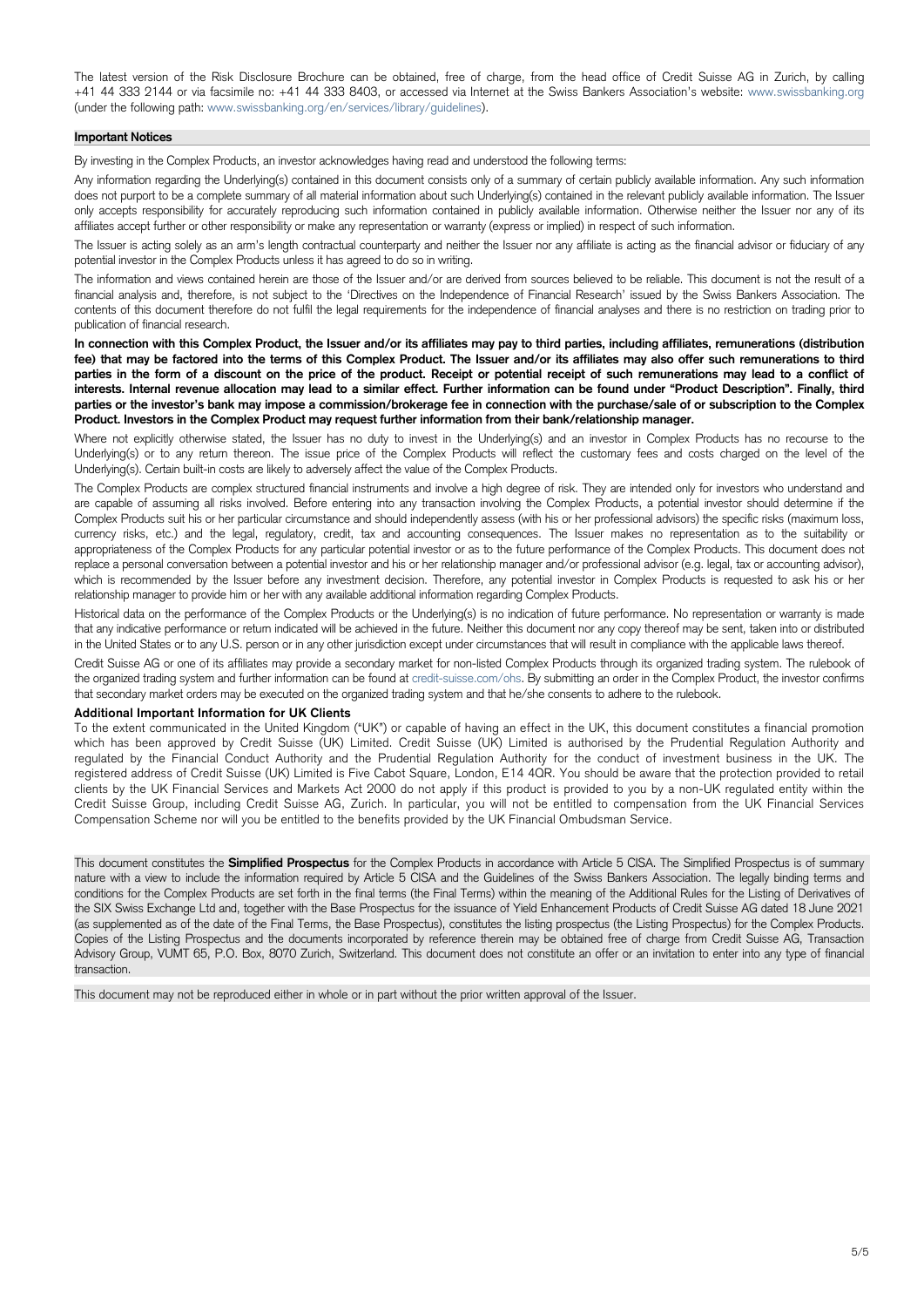The latest version of the Risk Disclosure Brochure can be obtained, free of charge, from the head office of Credit Suisse AG in Zurich, by calling +41 44 333 2144 or via facsimile no: +41 44 333 8403, or accessed via Internet at the Swiss Bankers Association's website: www.swissbanking.org (under the following path: www.swissbanking.org/en/services/library/guidelines).

## Important Notices

By investing in the Complex Products, an investor acknowledges having read and understood the following terms:

Any information regarding the Underlying(s) contained in this document consists only of a summary of certain publicly available information. Any such information does not purport to be a complete summary of all material information about such Underlying(s) contained in the relevant publicly available information. The Issuer only accepts responsibility for accurately reproducing such information contained in publicly available information. Otherwise neither the Issuer nor any of its affiliates accept further or other responsibility or make any representation or warranty (express or implied) in respect of such information.

The Issuer is acting solely as an arm's length contractual counterparty and neither the Issuer nor any affiliate is acting as the financial advisor or fiduciary of any potential investor in the Complex Products unless it has agreed to do so in writing.

The information and views contained herein are those of the Issuer and/or are derived from sources believed to be reliable. This document is not the result of a financial analysis and, therefore, is not subject to the 'Directives on the Independence of Financial Research' issued by the Swiss Bankers Association. The contents of this document therefore do not fulfil the legal requirements for the independence of financial analyses and there is no restriction on trading prior to publication of financial research.

**In connection with this Complex Product, the Issuer and/or its affiliates may pay to third parties, including affiliates, remunerations (distribution fee) that may be factored into the terms of this Complex Product. The Issuer and/or its affiliates may also offer such remunerations to third parties in the form of a discount on the price of the product. Receipt or potential receipt of such remunerations may lead to a conflict of interests. Internal revenue allocation may lead to a similar effect. Further information can be found under "Product Description". Finally, third parties or the investor's bank may impose a commission/brokerage fee in connection with the purchase/sale of or subscription to the Complex Product. Investors in the Complex Product may request further information from their bank/relationship manager.**

Where not explicitly otherwise stated, the Issuer has no duty to invest in the Underlying(s) and an investor in Complex Products has no recourse to the Underlying(s) or to any return thereon. The issue price of the Complex Products will reflect the customary fees and costs charged on the level of the Underlying(s). Certain built-in costs are likely to adversely affect the value of the Complex Products.

The Complex Products are complex structured financial instruments and involve a high degree of risk. They are intended only for investors who understand and are capable of assuming all risks involved. Before entering into any transaction involving the Complex Products, a potential investor should determine if the Complex Products suit his or her particular circumstance and should independently assess (with his or her professional advisors) the specific risks (maximum loss, currency risks, etc.) and the legal, regulatory, credit, tax and accounting consequences. The Issuer makes no representation as to the suitability or appropriateness of the Complex Products for any particular potential investor or as to the future performance of the Complex Products. This document does not replace a personal conversation between a potential investor and his or her relationship manager and/or professional advisor (e.g. legal, tax or accounting advisor), which is recommended by the Issuer before any investment decision. Therefore, any potential investor in Complex Products is requested to ask his or her relationship manager to provide him or her with any available additional information regarding Complex Products.

Historical data on the performance of the Complex Products or the Underlying(s) is no indication of future performance. No representation or warranty is made that any indicative performance or return indicated will be achieved in the future. Neither this document nor any copy thereof may be sent, taken into or distributed in the United States or to any U.S. person or in any other jurisdiction except under circumstances that will result in compliance with the applicable laws thereof.

Credit Suisse AG or one of its affiliates may provide a secondary market for non-listed Complex Products through its organized trading system. The rulebook of the organized trading system and further information can be found at credit-suisse.com/ohs. By submitting an order in the Complex Product, the investor confirms that secondary market orders may be executed on the organized trading system and that he/she consents to adhere to the rulebook.

### Additional Important Information for UK Clients

To the extent communicated in the United Kingdom ("UK") or capable of having an effect in the UK, this document constitutes a financial promotion which has been approved by Credit Suisse (UK) Limited. Credit Suisse (UK) Limited is authorised by the Prudential Regulation Authority and regulated by the Financial Conduct Authority and the Prudential Regulation Authority for the conduct of investment business in the UK. The registered address of Credit Suisse (UK) Limited is Five Cabot Square, London, E14 4QR. You should be aware that the protection provided to retail clients by the UK Financial Services and Markets Act 2000 do not apply if this product is provided to you by a non-UK regulated entity within the Credit Suisse Group, including Credit Suisse AG, Zurich. In particular, you will not be entitled to compensation from the UK Financial Services Compensation Scheme nor will you be entitled to the benefits provided by the UK Financial Ombudsman Service.

This document constitutes the **Simplified Prospectus** for the Complex Products in accordance with Article 5 CISA. The Simplified Prospectus is of summary nature with a view to include the information required by Article 5 CISA and the Guidelines of the Swiss Bankers Association. The legally binding terms and conditions for the Complex Products are set forth in the final terms (the Final Terms) within the meaning of the Additional Rules for the Listing of Derivatives of the SIX Swiss Exchange Ltd and, together with the Base Prospectus for the issuance of Yield Enhancement Products of Credit Suisse AG dated 18 June 2021 (as supplemented as of the date of the Final Terms, the Base Prospectus), constitutes the listing prospectus (the Listing Prospectus) for the Complex Products. Copies of the Listing Prospectus and the documents incorporated by reference therein may be obtained free of charge from Credit Suisse AG, Transaction Advisory Group, VUMT 65, P.O. Box, 8070 Zurich, Switzerland. This document does not constitute an offer or an invitation to enter into any type of financial transaction.

This document may not be reproduced either in whole or in part without the prior written approval of the Issuer.